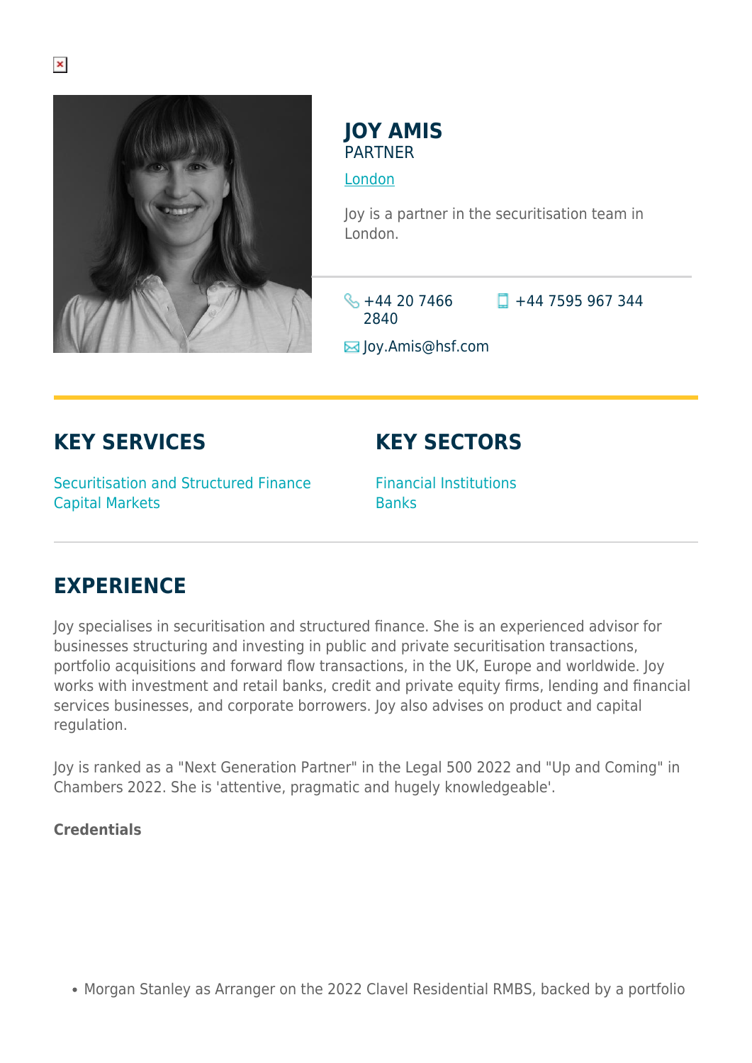# JOY AMIS

PARTNER

London

Joy is a partner in the securitisation team in London.

+44 20 7466 2840

+44 7595 967 344

Joy.Amis@hsf.com

## KEY SERVICES

Securitisation and Structured Finance
Capital Markets

## KEY SECTORS

Financial Institutions
Banks

## EXPERIENCE

Joy specialises in securitisation and structured finance. She is an experienced advisor for businesses structuring and investing in public and private securitisation transactions, portfolio acquisitions and forward flow transactions, in the UK, Europe and worldwide. Joy works with investment and retail banks, credit and private equity firms, lending and financial services businesses, and corporate borrowers. Joy also advises on product and capital regulation.

Joy is ranked as a "Next Generation Partner" in the Legal 500 2022 and "Up and Coming" in Chambers 2022. She is 'attentive, pragmatic and hugely knowledgeable'.

**Credentials**

- Morgan Stanley as Arranger on the 2022 Clavel Residential RMBS, backed by a portfolio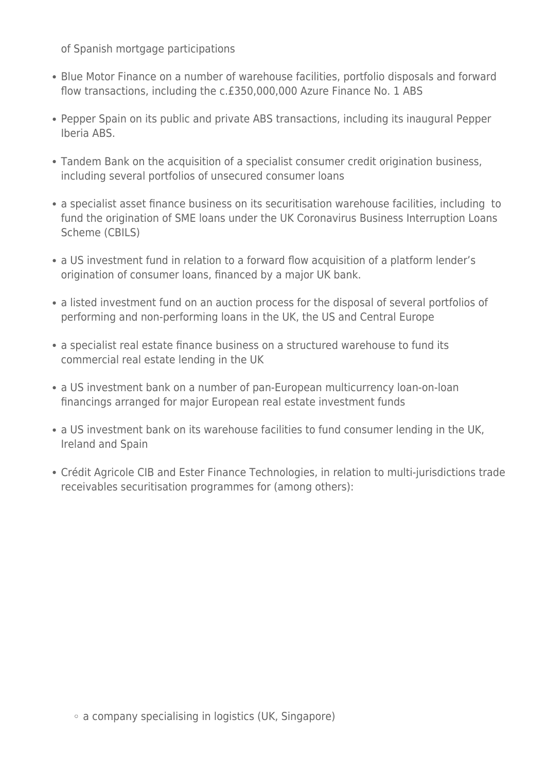of Spanish mortgage participations

- Blue Motor Finance on a number of warehouse facilities, portfolio disposals and forward flow transactions, including the c.£350,000,000 Azure Finance No. 1 ABS
- Pepper Spain on its public and private ABS transactions, including its inaugural Pepper Iberia ABS.
- Tandem Bank on the acquisition of a specialist consumer credit origination business, including several portfolios of unsecured consumer loans
- a specialist asset finance business on its securitisation warehouse facilities, including to fund the origination of SME loans under the UK Coronavirus Business Interruption Loans Scheme (CBILS)
- a US investment fund in relation to a forward flow acquisition of a platform lender's origination of consumer loans, financed by a major UK bank.
- a listed investment fund on an auction process for the disposal of several portfolios of performing and non-performing loans in the UK, the US and Central Europe
- a specialist real estate finance business on a structured warehouse to fund its commercial real estate lending in the UK
- a US investment bank on a number of pan-European multicurrency loan-on-loan financings arranged for major European real estate investment funds
- a US investment bank on its warehouse facilities to fund consumer lending in the UK, Ireland and Spain
- Crédit Agricole CIB and Ester Finance Technologies, in relation to multi-jurisdictions trade receivables securitisation programmes for (among others):
    - a company specialising in logistics (UK, Singapore)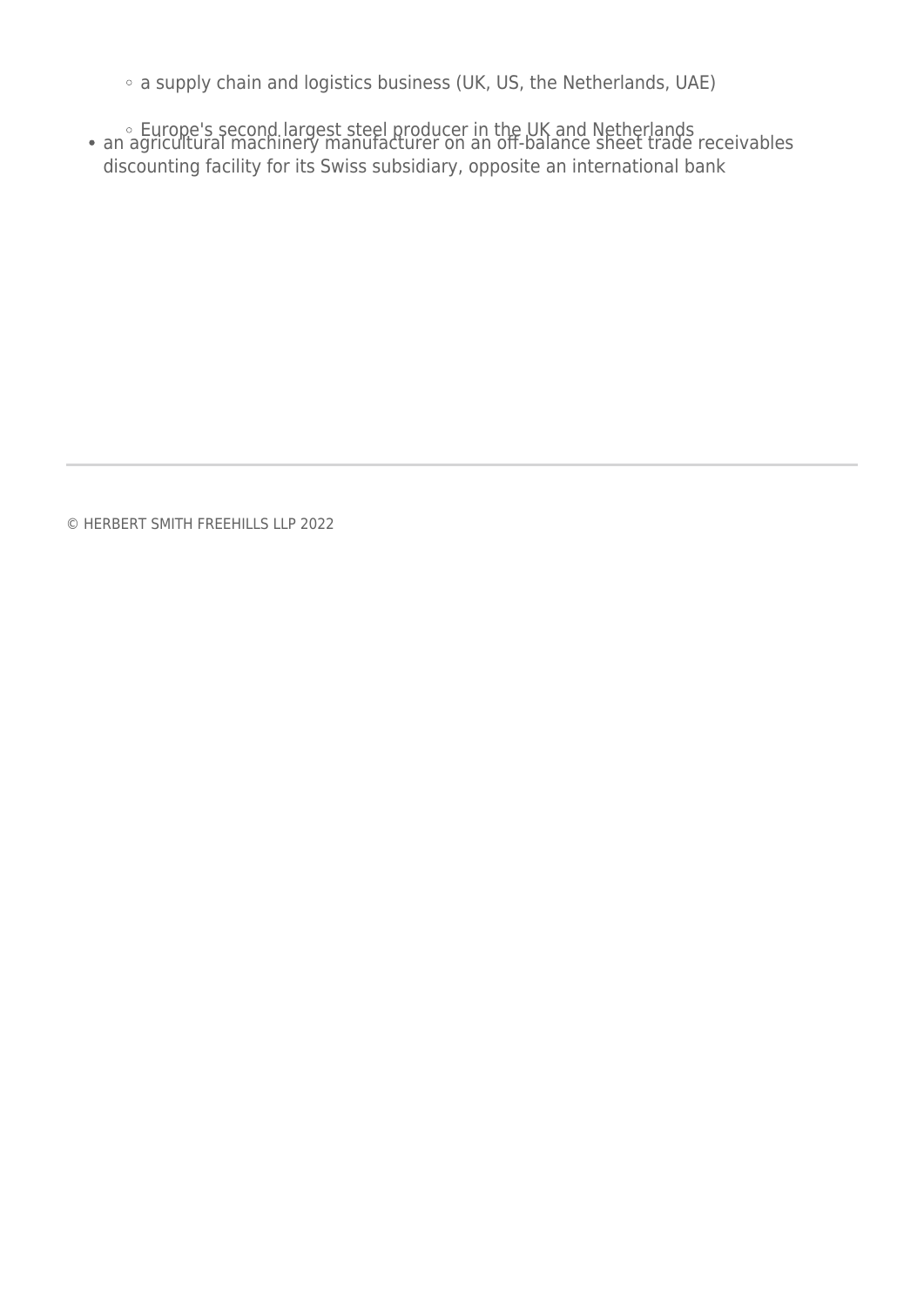- a supply chain and logistics business (UK, US, the Netherlands, UAE)
    - Europe's second largest steel producer in the UK and Netherlands
- an agricultural machinery manufacturer on an off-balance sheet trade receivables discounting facility for its Swiss subsidiary, opposite an international bank

© HERBERT SMITH FREEHILLS LLP 2022